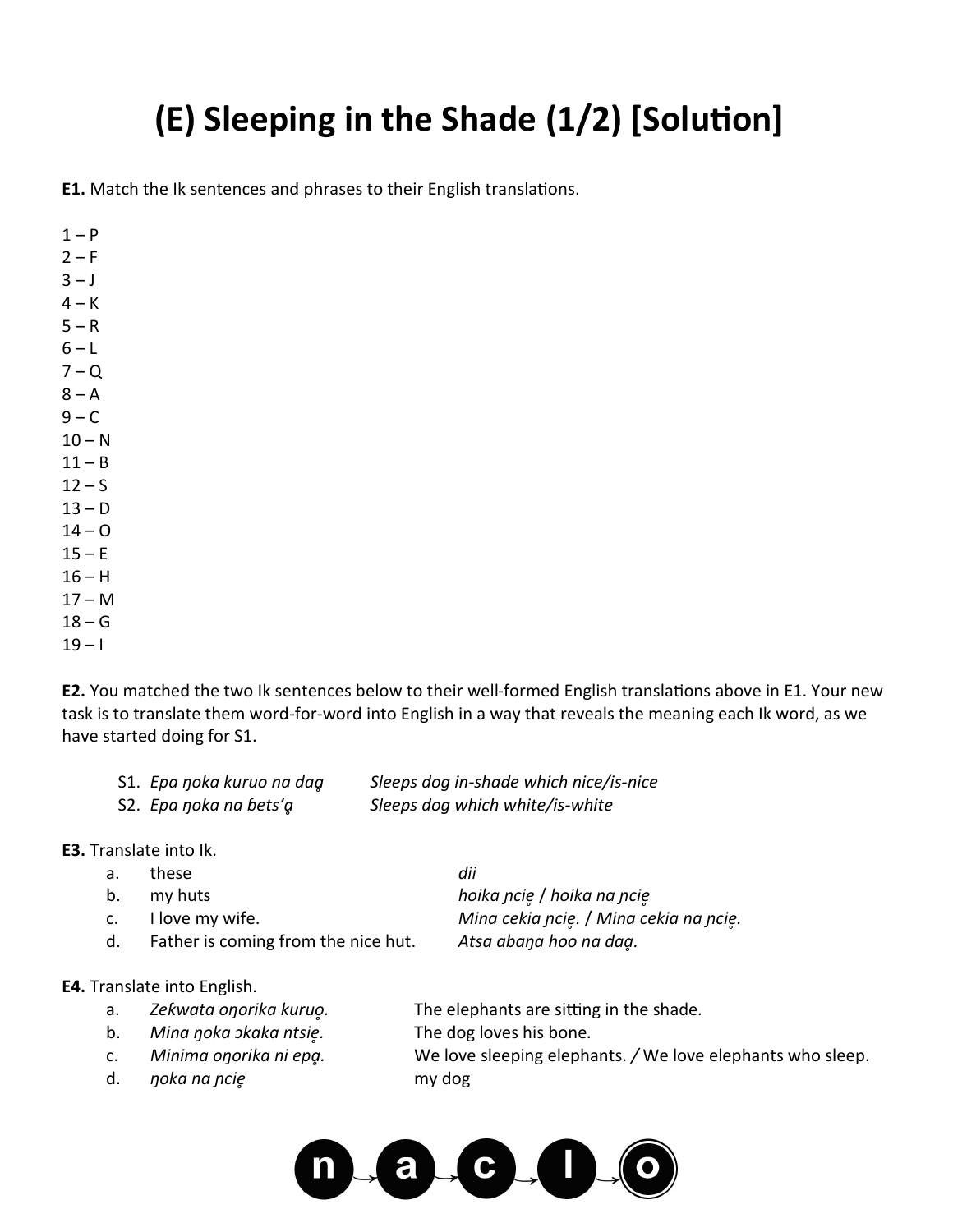# (E) Sleeping in the Shade (1/2) [Solution]

**E1.** Match the Ik sentences and phrases to their English translations.

1 – P
2 – F
3 – J
4 – K
5 – R
6 – L
7 – Q
8 – A
9 – C
10 – N
11 – B
12 – S
13 – D
14 – O
15 – E
16 – H
17 – M
18 – G
19 – I

**E2.** You matched the two Ik sentences below to their well-formed English translations above in E1. Your new task is to translate them word-for-word into English in a way that reveals the meaning each Ik word, as we have started doing for S1.

| | | |
|---|---|---|
| S1. | *Epa ŋoka kuruo na daḁ* | *Sleeps dog in-shade which nice/is-nice* |
| S2. | *Epa ŋoka na ɓets'ḁ* | *Sleeps dog which white/is-white* |

**E3.** Translate into Ik.

| | | |
|---|---|---|
| a. | these | *dii* |
| b. | my huts | *hoika ɲcie̥ / hoika na ɲcie̥* |
| c. | I love my wife. | *Mina cekia ɲcie̥. / Mina cekia na ɲcie̥.* |
| d. | Father is coming from the nice hut. | *Atsa abaŋa hoo na daḁ.* |

**E4.** Translate into English.

| | | |
|---|---|---|
| a. | *Zeƙwata oŋorika kuruo̥.* | The elephants are sitting in the shade. |
| b. | *Mina ŋoka ɔkaka ntsie̥.* | The dog loves his bone. |
| c. | *Minima oŋorika ni epḁ.* | We love sleeping elephants. / We love elephants who sleep. |
| d. | *ŋoka na ɲcie̥* | my dog |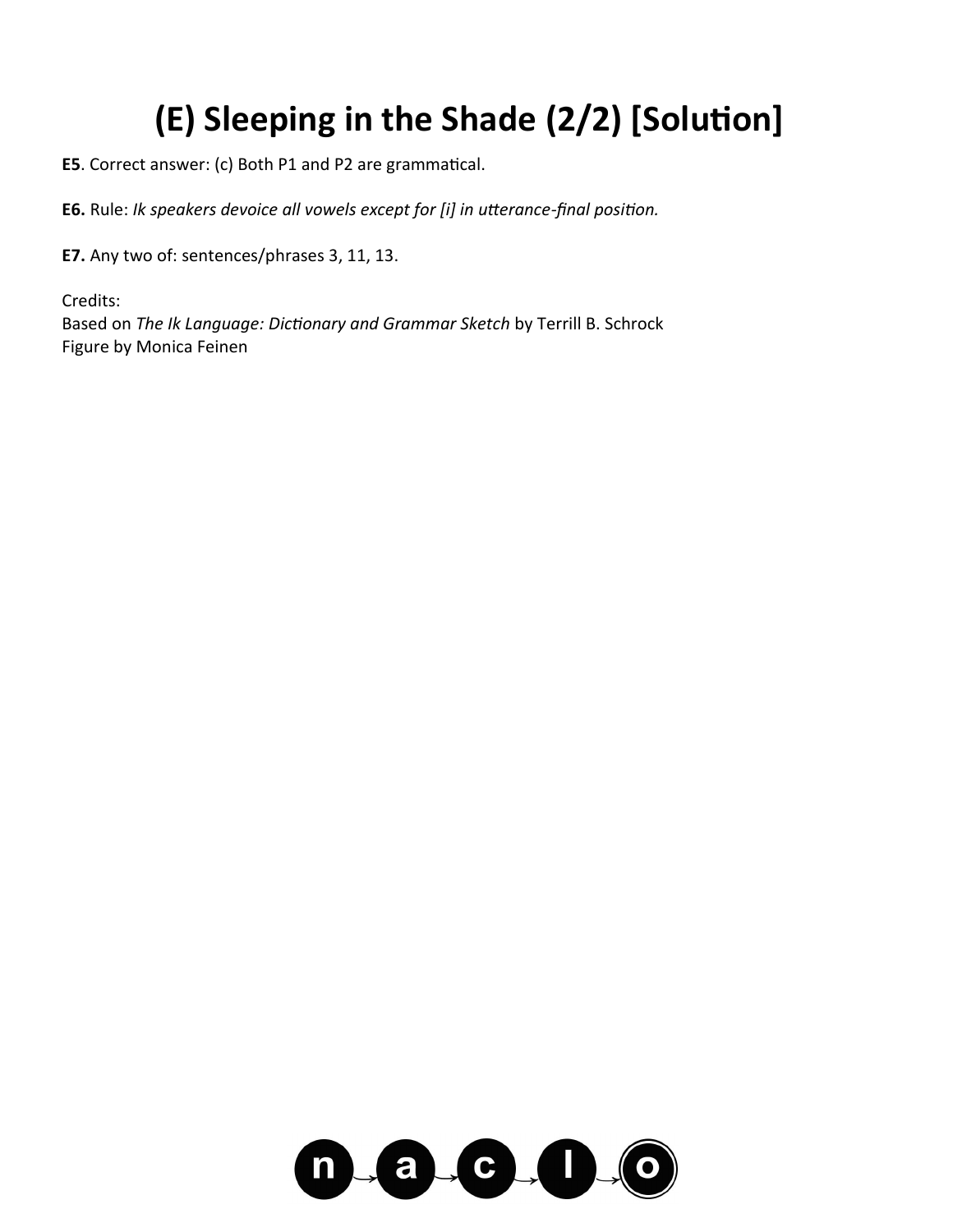# (E) Sleeping in the Shade (2/2) [Solution]

**E5**. Correct answer: (c) Both P1 and P2 are grammatical.

**E6.** Rule: *Ik speakers devoice all vowels except for [i] in utterance-final position.*

**E7.** Any two of: sentences/phrases 3, 11, 13.

Credits:
Based on *The Ik Language: Dictionary and Grammar Sketch* by Terrill B. Schrock
Figure by Monica Feinen